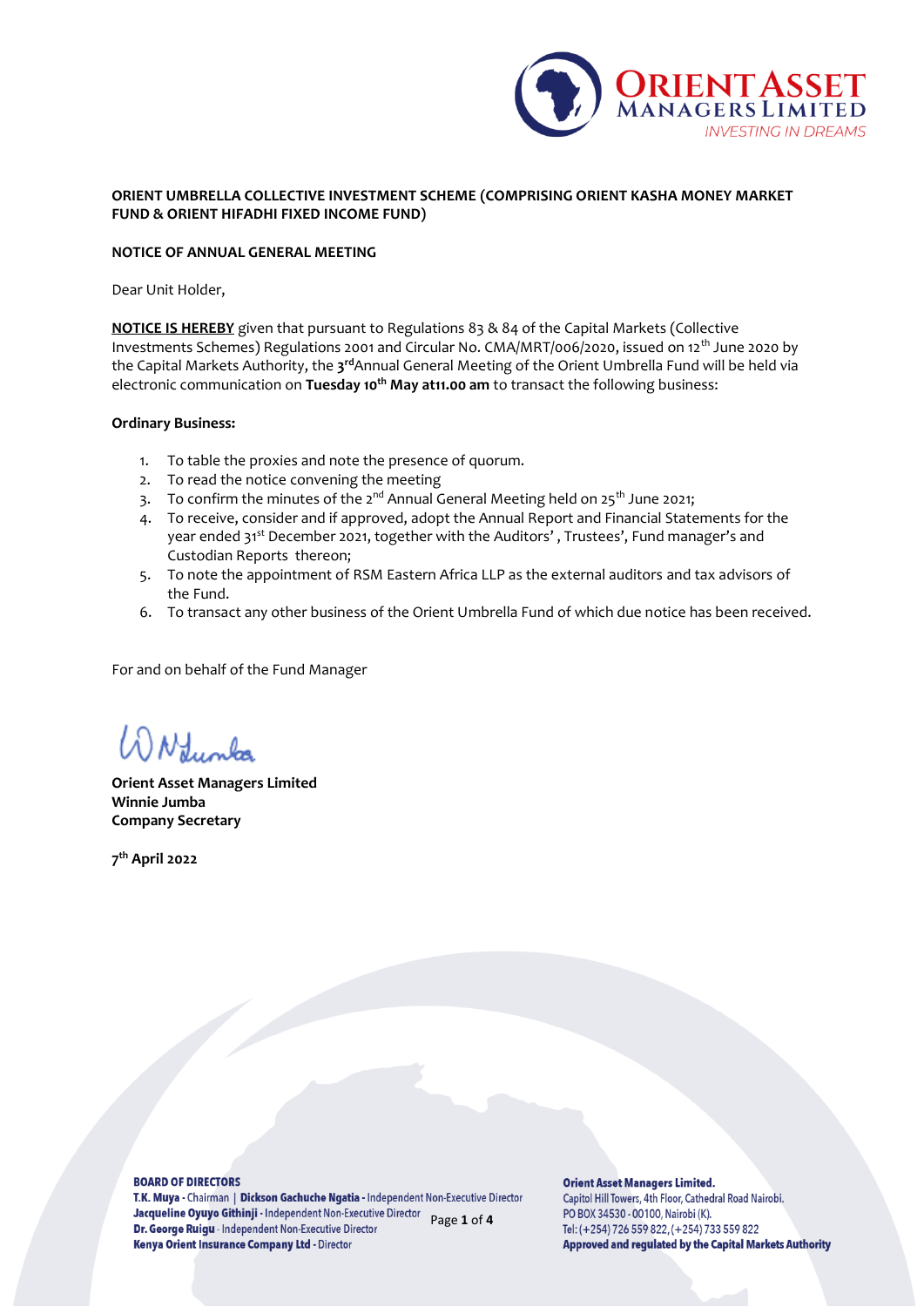ORIENT ASSET MANAGERS LIMITED
INVESTING IN DREAMS

**ORIENT UMBRELLA COLLECTIVE INVESTMENT SCHEME (COMPRISING ORIENT KASHA MONEY MARKET FUND & ORIENT HIFADHI FIXED INCOME FUND)**

**NOTICE OF ANNUAL GENERAL MEETING**

Dear Unit Holder,

**NOTICE IS HEREBY** given that pursuant to Regulations 83 & 84 of the Capital Markets (Collective Investments Schemes) Regulations 2001 and Circular No. CMA/MRT/006/2020, issued on 12th June 2020 by the Capital Markets Authority, the **3rd** Annual General Meeting of the Orient Umbrella Fund will be held via electronic communication on **Tuesday 10th May at11.00 am** to transact the following business:

**Ordinary Business:**

1. To table the proxies and note the presence of quorum.
2. To read the notice convening the meeting
3. To confirm the minutes of the 2nd Annual General Meeting held on 25th June 2021;
4. To receive, consider and if approved, adopt the Annual Report and Financial Statements for the year ended 31st December 2021, together with the Auditors' , Trustees', Fund manager's and Custodian Reports thereon;
5. To note the appointment of RSM Eastern Africa LLP as the external auditors and tax advisors of the Fund.
6. To transact any other business of the Orient Umbrella Fund of which due notice has been received.

For and on behalf of the Fund Manager

**Orient Asset Managers Limited**
**Winnie Jumba**
**Company Secretary**

**7th April 2022**

**BOARD OF DIRECTORS**
**T.K. Muya** - Chairman | **Dickson Gachuche Ngatia** - Independent Non-Executive Director
**Jacqueline Oyuyo Githinji** - Independent Non-Executive Director
**Dr. George Ruigu** - Independent Non-Executive Director
**Kenya Orient Insurance Company Ltd** - Director

**Orient Asset Managers Limited.**
Capitol Hill Towers, 4th Floor, Cathedral Road Nairobi.
PO BOX 34530 - 00100, Nairobi (K).
Tel: (+254) 726 559 822, (+254) 733 559 822
**Approved and regulated by the Capital Markets Authority**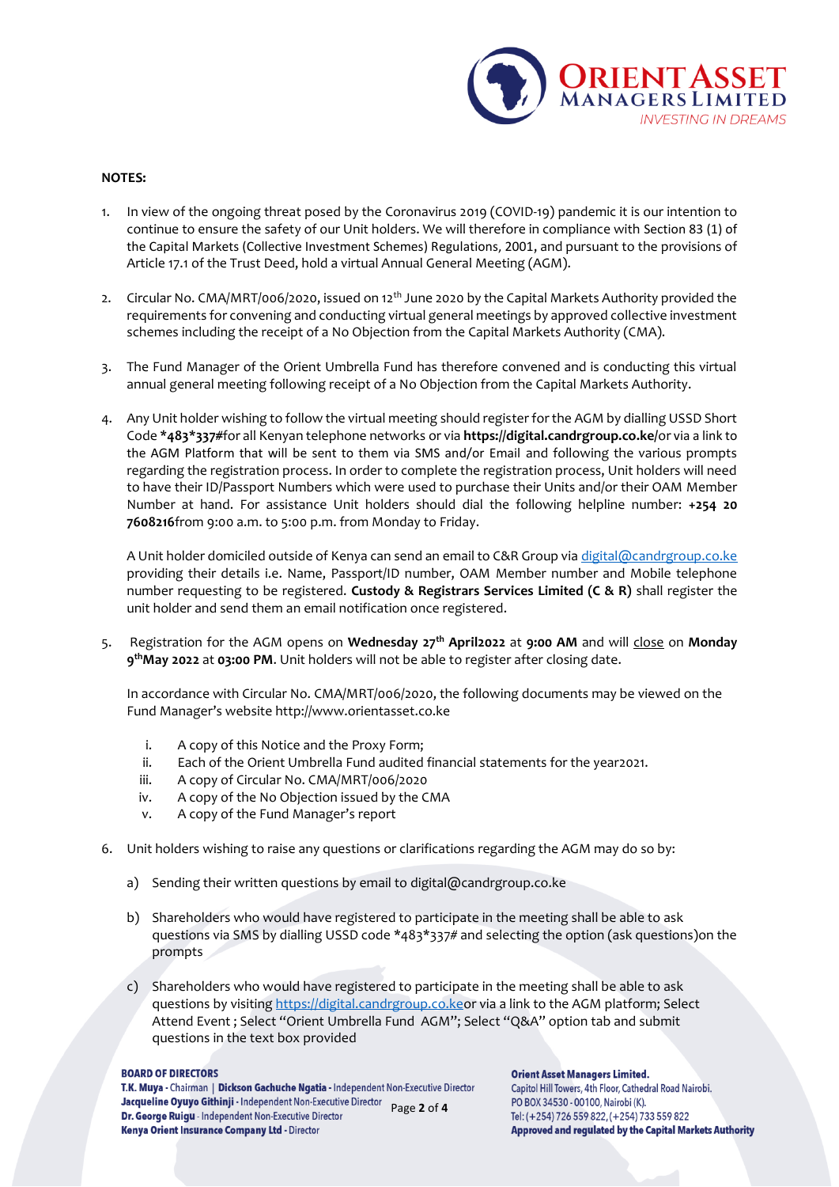**NOTES:**

1. In view of the ongoing threat posed by the Coronavirus 2019 (COVID-19) pandemic it is our intention to continue to ensure the safety of our Unit holders. We will therefore in compliance with Section 83 (1) of the Capital Markets (Collective Investment Schemes) Regulations, 2001, and pursuant to the provisions of Article 17.1 of the Trust Deed, hold a virtual Annual General Meeting (AGM).

2. Circular No. CMA/MRT/006/2020, issued on 12th June 2020 by the Capital Markets Authority provided the requirements for convening and conducting virtual general meetings by approved collective investment schemes including the receipt of a No Objection from the Capital Markets Authority (CMA).

3. The Fund Manager of the Orient Umbrella Fund has therefore convened and is conducting this virtual annual general meeting following receipt of a No Objection from the Capital Markets Authority.

4. Any Unit holder wishing to follow the virtual meeting should register for the AGM by dialling USSD Short Code ***483*337#**for all Kenyan telephone networks or via **https://digital.candrgroup.co.ke/**or via a link to the AGM Platform that will be sent to them via SMS and/or Email and following the various prompts regarding the registration process. In order to complete the registration process, Unit holders will need to have their ID/Passport Numbers which were used to purchase their Units and/or their OAM Member Number at hand. For assistance Unit holders should dial the following helpline number: **+254 20 7608216**from 9:00 a.m. to 5:00 p.m. from Monday to Friday.

   A Unit holder domiciled outside of Kenya can send an email to C&R Group via digital@candrgroup.co.ke providing their details i.e. Name, Passport/ID number, OAM Member number and Mobile telephone number requesting to be registered. **Custody & Registrars Services Limited (C & R)** shall register the unit holder and send them an email notification once registered.

5. Registration for the AGM opens on **Wednesday 27th April2022** at **9:00 AM** and will close on **Monday 9thMay 2022** at **03:00 PM**. Unit holders will not be able to register after closing date.

   In accordance with Circular No. CMA/MRT/006/2020, the following documents may be viewed on the Fund Manager's website http://www.orientasset.co.ke

   i. A copy of this Notice and the Proxy Form;
   ii. Each of the Orient Umbrella Fund audited financial statements for the year2021.
   iii. A copy of Circular No. CMA/MRT/006/2020
   iv. A copy of the No Objection issued by the CMA
   v. A copy of the Fund Manager's report

6. Unit holders wishing to raise any questions or clarifications regarding the AGM may do so by:

   a) Sending their written questions by email to digital@candrgroup.co.ke

   b) Shareholders who would have registered to participate in the meeting shall be able to ask questions via SMS by dialling USSD code *483*337# and selecting the option (ask questions)on the prompts

   c) Shareholders who would have registered to participate in the meeting shall be able to ask questions by visiting https://digital.candrgroup.co.keor via a link to the AGM platform; Select Attend Event ; Select "Orient Umbrella Fund AGM"; Select "Q&A" option tab and submit questions in the text box provided

**BOARD OF DIRECTORS**
**T.K. Muya** - Chairman | **Dickson Gachuche Ngatia** - Independent Non-Executive Director
**Jacqueline Oyuyo Githinji** - Independent Non-Executive Director
**Dr. George Ruigu** - Independent Non-Executive Director
**Kenya Orient Insurance Company Ltd** - Director

**Orient Asset Managers Limited.**
Capitol Hill Towers, 4th Floor, Cathedral Road Nairobi.
PO BOX 34530 - 00100, Nairobi (K).
Tel: (+254) 726 559 822, (+254) 733 559 822
**Approved and regulated by the Capital Markets Authority**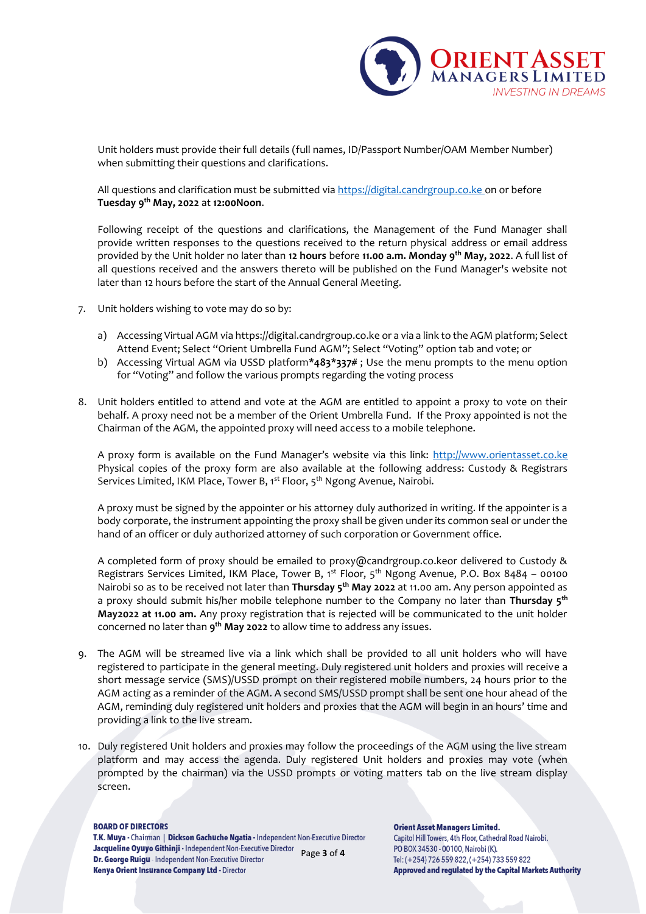Unit holders must provide their full details (full names, ID/Passport Number/OAM Member Number) when submitting their questions and clarifications.

All questions and clarification must be submitted via https://digital.candrgroup.co.ke on or before **Tuesday 9th May, 2022** at **12:00Noon**.

Following receipt of the questions and clarifications, the Management of the Fund Manager shall provide written responses to the questions received to the return physical address or email address provided by the Unit holder no later than **12 hours** before **11.00 a.m. Monday 9th May, 2022**. A full list of all questions received and the answers thereto will be published on the Fund Manager's website not later than 12 hours before the start of the Annual General Meeting.

7. Unit holders wishing to vote may do so by:

   a) Accessing Virtual AGM via https://digital.candrgroup.co.ke or a via a link to the AGM platform; Select Attend Event; Select "Orient Umbrella Fund AGM"; Select "Voting" option tab and vote; or
   b) Accessing Virtual AGM via USSD platform **\*483\*337#** ; Use the menu prompts to the menu option for "Voting" and follow the various prompts regarding the voting process

8. Unit holders entitled to attend and vote at the AGM are entitled to appoint a proxy to vote on their behalf. A proxy need not be a member of the Orient Umbrella Fund. If the Proxy appointed is not the Chairman of the AGM, the appointed proxy will need access to a mobile telephone.

   A proxy form is available on the Fund Manager's website via this link: http://www.orientasset.co.ke Physical copies of the proxy form are also available at the following address: Custody & Registrars Services Limited, IKM Place, Tower B, 1st Floor, 5th Ngong Avenue, Nairobi.

   A proxy must be signed by the appointer or his attorney duly authorized in writing. If the appointer is a body corporate, the instrument appointing the proxy shall be given under its common seal or under the hand of an officer or duly authorized attorney of such corporation or Government office.

   A completed form of proxy should be emailed to proxy@candrgroup.co.keor delivered to Custody & Registrars Services Limited, IKM Place, Tower B, 1st Floor, 5th Ngong Avenue, P.O. Box 8484 – 00100 Nairobi so as to be received not later than **Thursday 5th May 2022** at 11.00 am. Any person appointed as a proxy should submit his/her mobile telephone number to the Company no later than **Thursday 5th May2022 at 11.00 am.** Any proxy registration that is rejected will be communicated to the unit holder concerned no later than **9th May 2022** to allow time to address any issues.

9. The AGM will be streamed live via a link which shall be provided to all unit holders who will have registered to participate in the general meeting. Duly registered unit holders and proxies will receive a short message service (SMS)/USSD prompt on their registered mobile numbers, 24 hours prior to the AGM acting as a reminder of the AGM. A second SMS/USSD prompt shall be sent one hour ahead of the AGM, reminding duly registered unit holders and proxies that the AGM will begin in an hours' time and providing a link to the live stream.

10. Duly registered Unit holders and proxies may follow the proceedings of the AGM using the live stream platform and may access the agenda. Duly registered Unit holders and proxies may vote (when prompted by the chairman) via the USSD prompts or voting matters tab on the live stream display screen.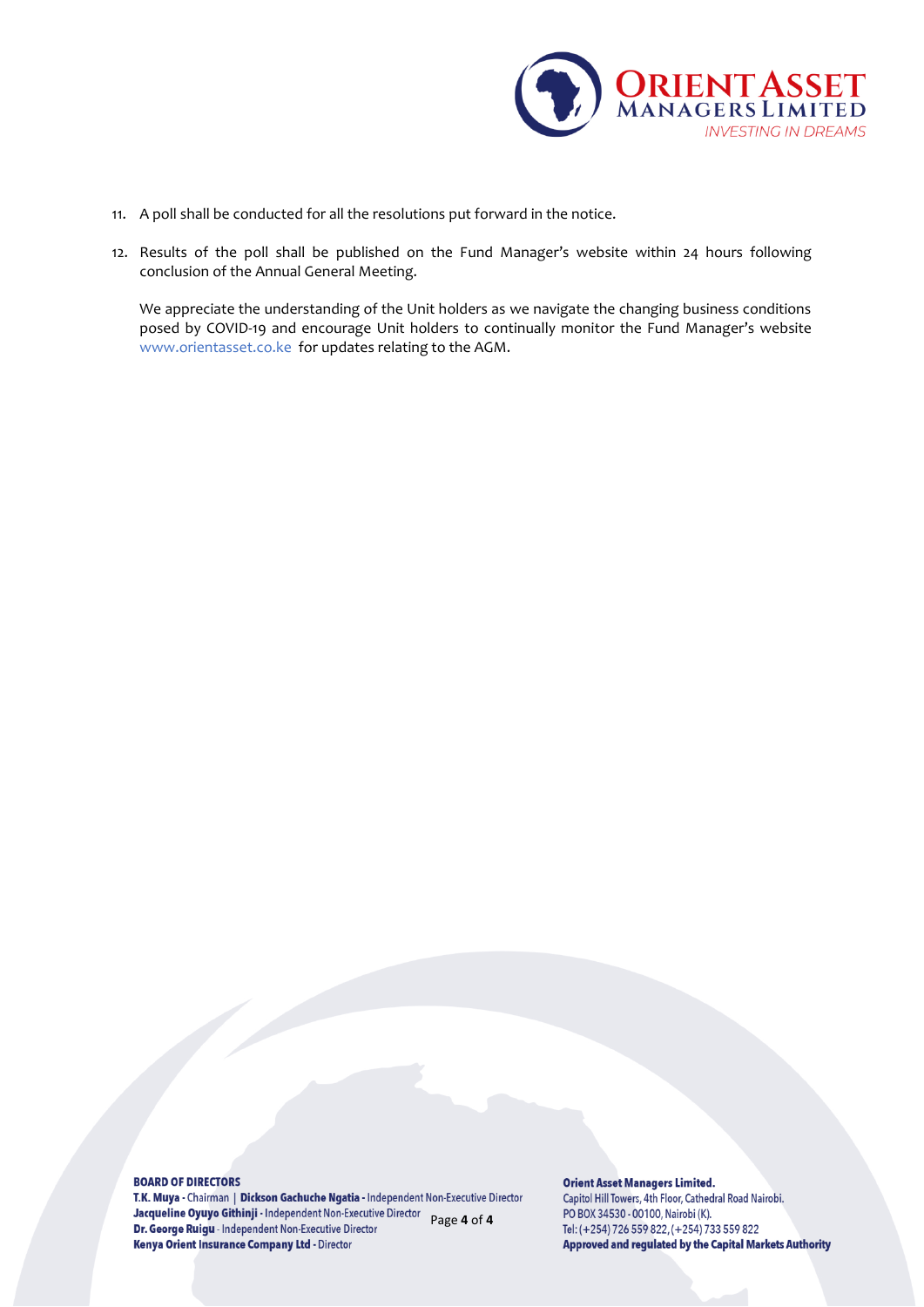11. A poll shall be conducted for all the resolutions put forward in the notice.

12. Results of the poll shall be published on the Fund Manager's website within 24 hours following conclusion of the Annual General Meeting.

We appreciate the understanding of the Unit holders as we navigate the changing business conditions posed by COVID-19 and encourage Unit holders to continually monitor the Fund Manager's website www.orientasset.co.ke for updates relating to the AGM.